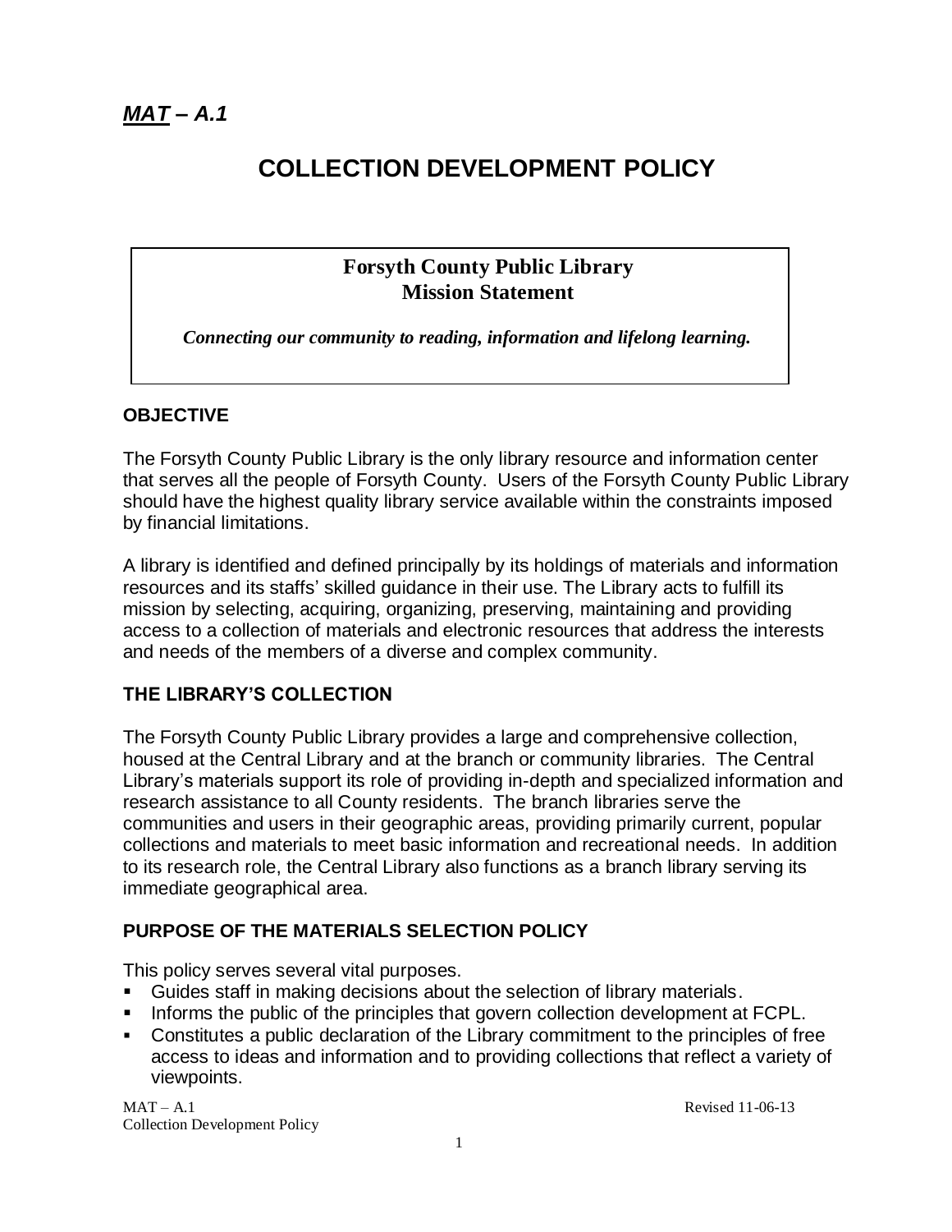***MAT – A.1***

# COLLECTION DEVELOPMENT POLICY

**Forsyth County Public Library**
**Mission Statement**

***Connecting our community to reading, information and lifelong learning.***

## OBJECTIVE

The Forsyth County Public Library is the only library resource and information center that serves all the people of Forsyth County. Users of the Forsyth County Public Library should have the highest quality library service available within the constraints imposed by financial limitations.

A library is identified and defined principally by its holdings of materials and information resources and its staffs' skilled guidance in their use. The Library acts to fulfill its mission by selecting, acquiring, organizing, preserving, maintaining and providing access to a collection of materials and electronic resources that address the interests and needs of the members of a diverse and complex community.

## THE LIBRARY'S COLLECTION

The Forsyth County Public Library provides a large and comprehensive collection, housed at the Central Library and at the branch or community libraries. The Central Library's materials support its role of providing in-depth and specialized information and research assistance to all County residents. The branch libraries serve the communities and users in their geographic areas, providing primarily current, popular collections and materials to meet basic information and recreational needs. In addition to its research role, the Central Library also functions as a branch library serving its immediate geographical area.

## PURPOSE OF THE MATERIALS SELECTION POLICY

This policy serves several vital purposes.

- Guides staff in making decisions about the selection of library materials.
- Informs the public of the principles that govern collection development at FCPL.
- Constitutes a public declaration of the Library commitment to the principles of free access to ideas and information and to providing collections that reflect a variety of viewpoints.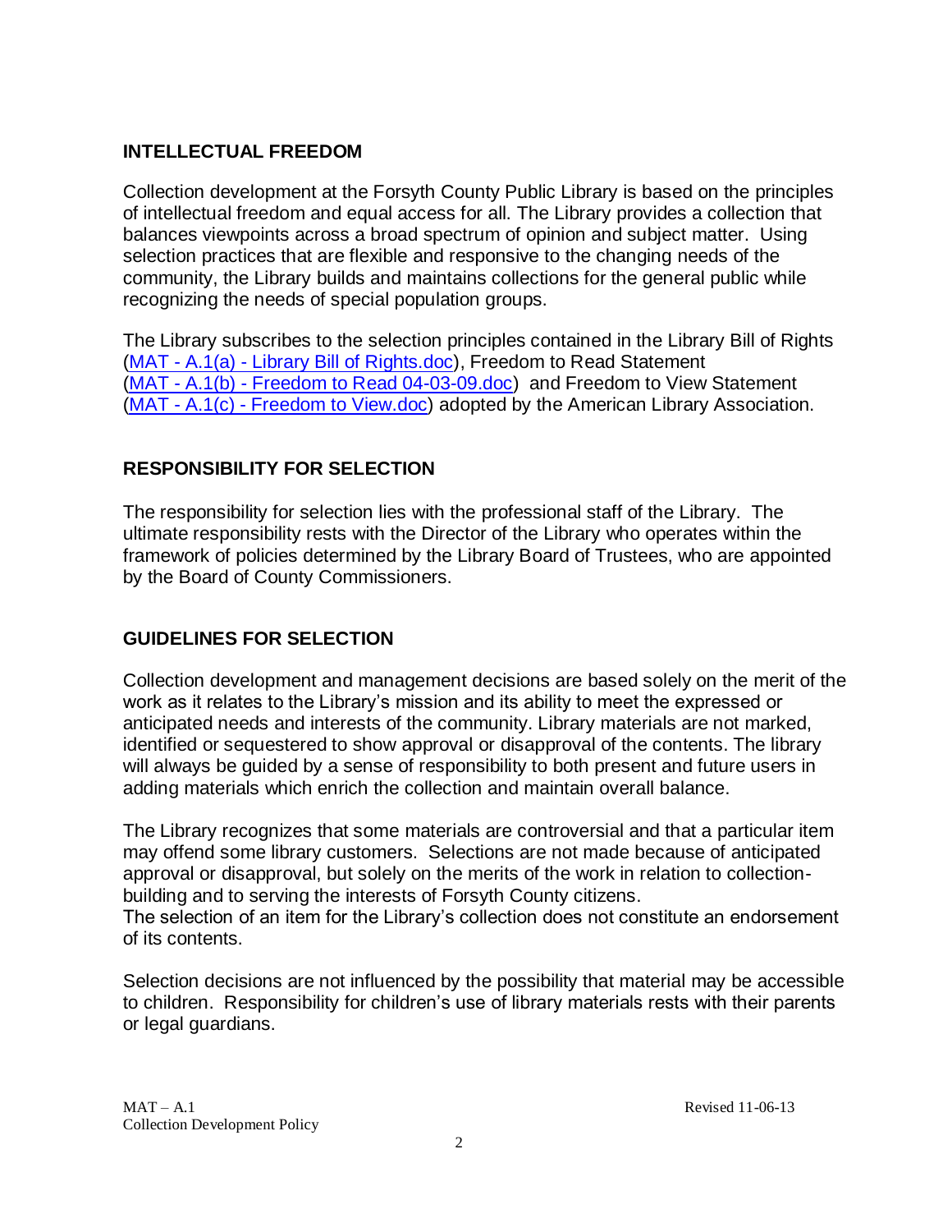## INTELLECTUAL FREEDOM

Collection development at the Forsyth County Public Library is based on the principles of intellectual freedom and equal access for all. The Library provides a collection that balances viewpoints across a broad spectrum of opinion and subject matter. Using selection practices that are flexible and responsive to the changing needs of the community, the Library builds and maintains collections for the general public while recognizing the needs of special population groups.

The Library subscribes to the selection principles contained in the Library Bill of Rights (MAT - A.1(a) - Library Bill of Rights.doc), Freedom to Read Statement (MAT - A.1(b) - Freedom to Read 04-03-09.doc) and Freedom to View Statement (MAT - A.1(c) - Freedom to View.doc) adopted by the American Library Association.

## RESPONSIBILITY FOR SELECTION

The responsibility for selection lies with the professional staff of the Library. The ultimate responsibility rests with the Director of the Library who operates within the framework of policies determined by the Library Board of Trustees, who are appointed by the Board of County Commissioners.

## GUIDELINES FOR SELECTION

Collection development and management decisions are based solely on the merit of the work as it relates to the Library's mission and its ability to meet the expressed or anticipated needs and interests of the community. Library materials are not marked, identified or sequestered to show approval or disapproval of the contents. The library will always be guided by a sense of responsibility to both present and future users in adding materials which enrich the collection and maintain overall balance.

The Library recognizes that some materials are controversial and that a particular item may offend some library customers. Selections are not made because of anticipated approval or disapproval, but solely on the merits of the work in relation to collection-building and to serving the interests of Forsyth County citizens.
The selection of an item for the Library's collection does not constitute an endorsement of its contents.

Selection decisions are not influenced by the possibility that material may be accessible to children. Responsibility for children's use of library materials rests with their parents or legal guardians.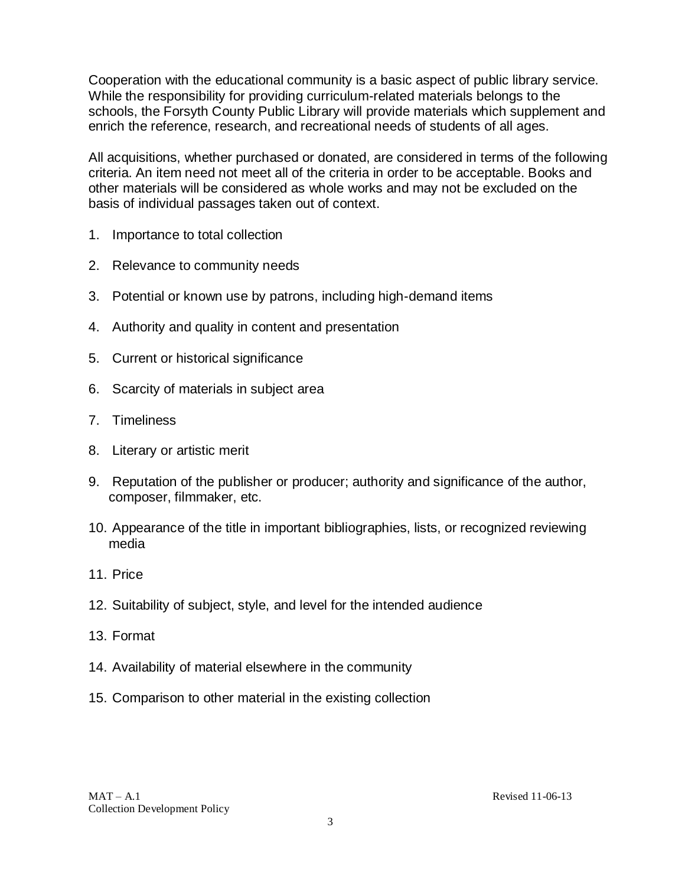Cooperation with the educational community is a basic aspect of public library service. While the responsibility for providing curriculum-related materials belongs to the schools, the Forsyth County Public Library will provide materials which supplement and enrich the reference, research, and recreational needs of students of all ages.

All acquisitions, whether purchased or donated, are considered in terms of the following criteria. An item need not meet all of the criteria in order to be acceptable. Books and other materials will be considered as whole works and may not be excluded on the basis of individual passages taken out of context.

1. Importance to total collection
2. Relevance to community needs
3. Potential or known use by patrons, including high-demand items
4. Authority and quality in content and presentation
5. Current or historical significance
6. Scarcity of materials in subject area
7. Timeliness
8. Literary or artistic merit
9. Reputation of the publisher or producer; authority and significance of the author, composer, filmmaker, etc.
10. Appearance of the title in important bibliographies, lists, or recognized reviewing media
11. Price
12. Suitability of subject, style, and level for the intended audience
13. Format
14. Availability of material elsewhere in the community
15. Comparison to other material in the existing collection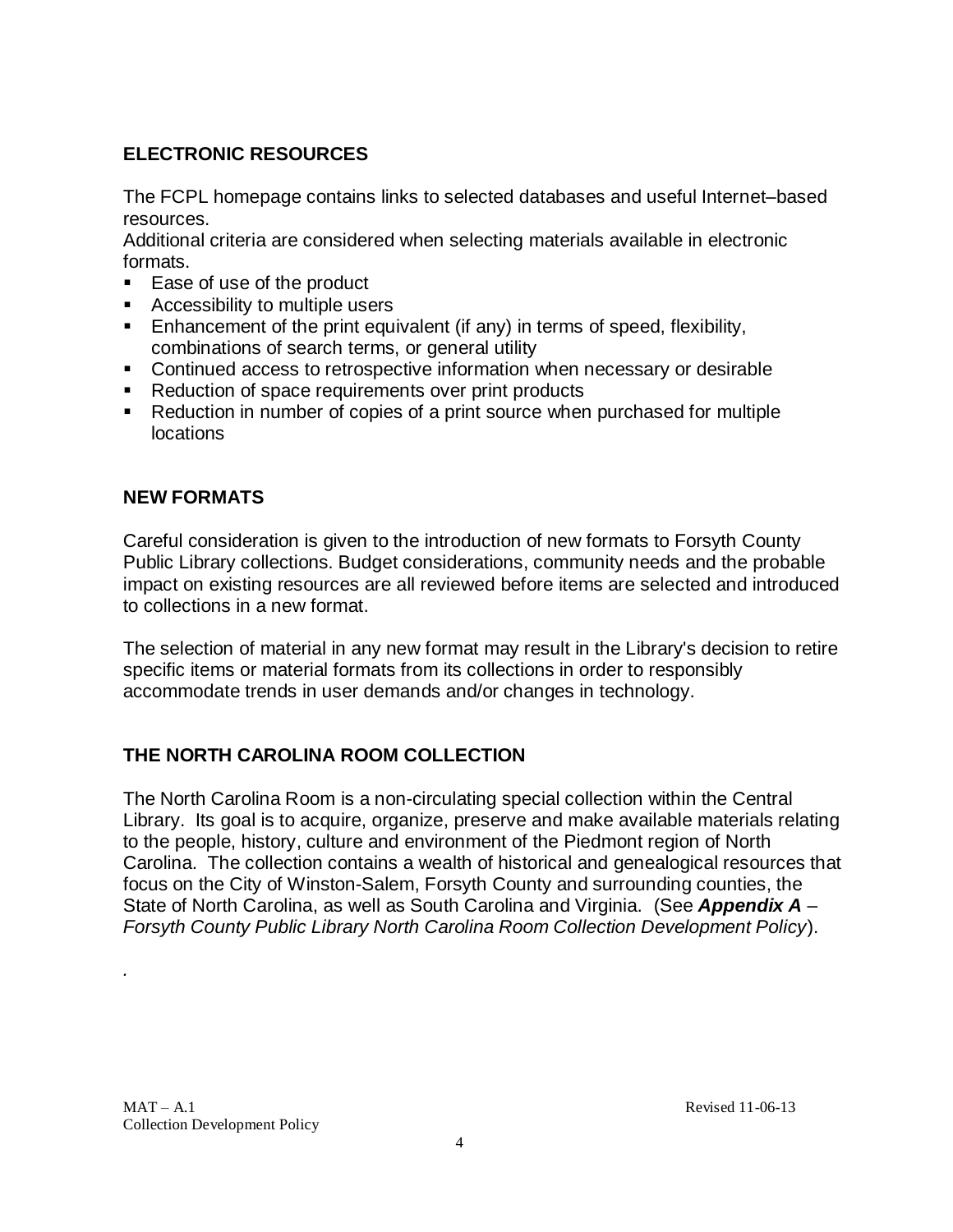## ELECTRONIC RESOURCES

The FCPL homepage contains links to selected databases and useful Internet–based resources.
Additional criteria are considered when selecting materials available in electronic formats.

- Ease of use of the product
- Accessibility to multiple users
- Enhancement of the print equivalent (if any) in terms of speed, flexibility, combinations of search terms, or general utility
- Continued access to retrospective information when necessary or desirable
- Reduction of space requirements over print products
- Reduction in number of copies of a print source when purchased for multiple locations

## NEW FORMATS

Careful consideration is given to the introduction of new formats to Forsyth County Public Library collections. Budget considerations, community needs and the probable impact on existing resources are all reviewed before items are selected and introduced to collections in a new format.

The selection of material in any new format may result in the Library's decision to retire specific items or material formats from its collections in order to responsibly accommodate trends in user demands and/or changes in technology.

## THE NORTH CAROLINA ROOM COLLECTION

The North Carolina Room is a non-circulating special collection within the Central Library. Its goal is to acquire, organize, preserve and make available materials relating to the people, history, culture and environment of the Piedmont region of North Carolina. The collection contains a wealth of historical and genealogical resources that focus on the City of Winston-Salem, Forsyth County and surrounding counties, the State of North Carolina, as well as South Carolina and Virginia. (See ***Appendix A*** – *Forsyth County Public Library North Carolina Room Collection Development Policy*).

.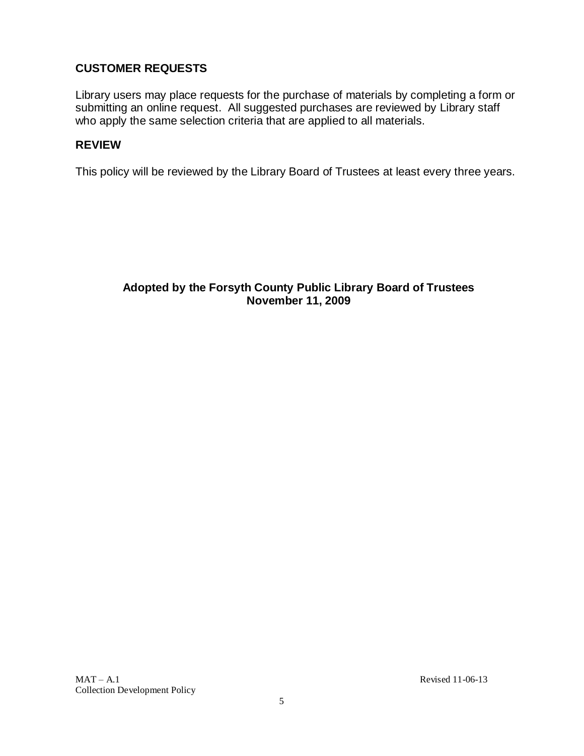## CUSTOMER REQUESTS

Library users may place requests for the purchase of materials by completing a form or submitting an online request. All suggested purchases are reviewed by Library staff who apply the same selection criteria that are applied to all materials.

## REVIEW

This policy will be reviewed by the Library Board of Trustees at least every three years.

**Adopted by the Forsyth County Public Library Board of Trustees**
**November 11, 2009**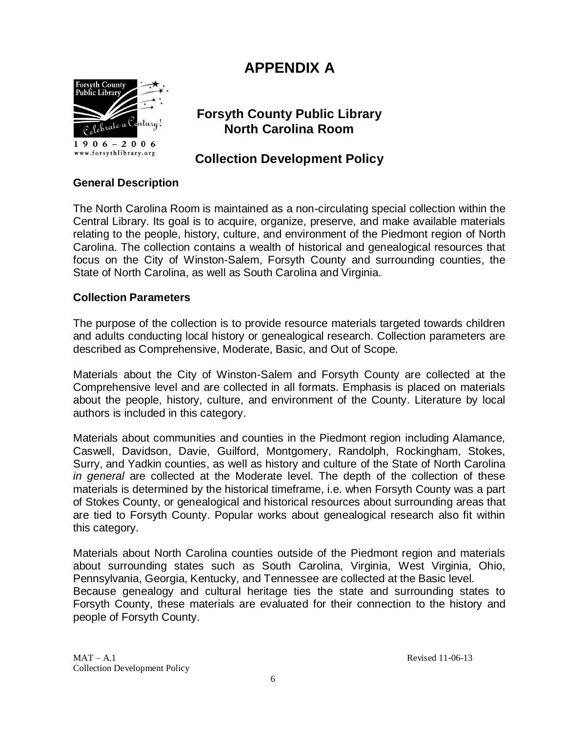# APPENDIX A

## Forsyth County Public Library
## North Carolina Room

## Collection Development Policy

### General Description

The North Carolina Room is maintained as a non-circulating special collection within the Central Library. Its goal is to acquire, organize, preserve, and make available materials relating to the people, history, culture, and environment of the Piedmont region of North Carolina. The collection contains a wealth of historical and genealogical resources that focus on the City of Winston-Salem, Forsyth County and surrounding counties, the State of North Carolina, as well as South Carolina and Virginia.

### Collection Parameters

The purpose of the collection is to provide resource materials targeted towards children and adults conducting local history or genealogical research. Collection parameters are described as Comprehensive, Moderate, Basic, and Out of Scope.

Materials about the City of Winston-Salem and Forsyth County are collected at the Comprehensive level and are collected in all formats. Emphasis is placed on materials about the people, history, culture, and environment of the County. Literature by local authors is included in this category.

Materials about communities and counties in the Piedmont region including Alamance, Caswell, Davidson, Davie, Guilford, Montgomery, Randolph, Rockingham, Stokes, Surry, and Yadkin counties, as well as history and culture of the State of North Carolina *in general* are collected at the Moderate level. The depth of the collection of these materials is determined by the historical timeframe, i.e. when Forsyth County was a part of Stokes County, or genealogical and historical resources about surrounding areas that are tied to Forsyth County. Popular works about genealogical research also fit within this category.

Materials about North Carolina counties outside of the Piedmont region and materials about surrounding states such as South Carolina, Virginia, West Virginia, Ohio, Pennsylvania, Georgia, Kentucky, and Tennessee are collected at the Basic level. Because genealogy and cultural heritage ties the state and surrounding states to Forsyth County, these materials are evaluated for their connection to the history and people of Forsyth County.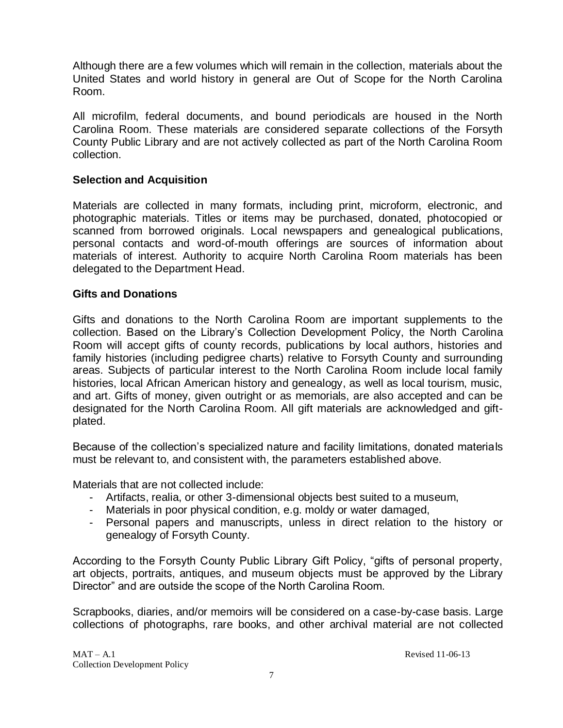Although there are a few volumes which will remain in the collection, materials about the United States and world history in general are Out of Scope for the North Carolina Room.

All microfilm, federal documents, and bound periodicals are housed in the North Carolina Room. These materials are considered separate collections of the Forsyth County Public Library and are not actively collected as part of the North Carolina Room collection.

**Selection and Acquisition**

Materials are collected in many formats, including print, microform, electronic, and photographic materials. Titles or items may be purchased, donated, photocopied or scanned from borrowed originals. Local newspapers and genealogical publications, personal contacts and word-of-mouth offerings are sources of information about materials of interest. Authority to acquire North Carolina Room materials has been delegated to the Department Head.

**Gifts and Donations**

Gifts and donations to the North Carolina Room are important supplements to the collection. Based on the Library's Collection Development Policy, the North Carolina Room will accept gifts of county records, publications by local authors, histories and family histories (including pedigree charts) relative to Forsyth County and surrounding areas. Subjects of particular interest to the North Carolina Room include local family histories, local African American history and genealogy, as well as local tourism, music, and art. Gifts of money, given outright or as memorials, are also accepted and can be designated for the North Carolina Room. All gift materials are acknowledged and gift-plated.

Because of the collection's specialized nature and facility limitations, donated materials must be relevant to, and consistent with, the parameters established above.

Materials that are not collected include:

- Artifacts, realia, or other 3-dimensional objects best suited to a museum,
- Materials in poor physical condition, e.g. moldy or water damaged,
- Personal papers and manuscripts, unless in direct relation to the history or genealogy of Forsyth County.

According to the Forsyth County Public Library Gift Policy, "gifts of personal property, art objects, portraits, antiques, and museum objects must be approved by the Library Director" and are outside the scope of the North Carolina Room.

Scrapbooks, diaries, and/or memoirs will be considered on a case-by-case basis. Large collections of photographs, rare books, and other archival material are not collected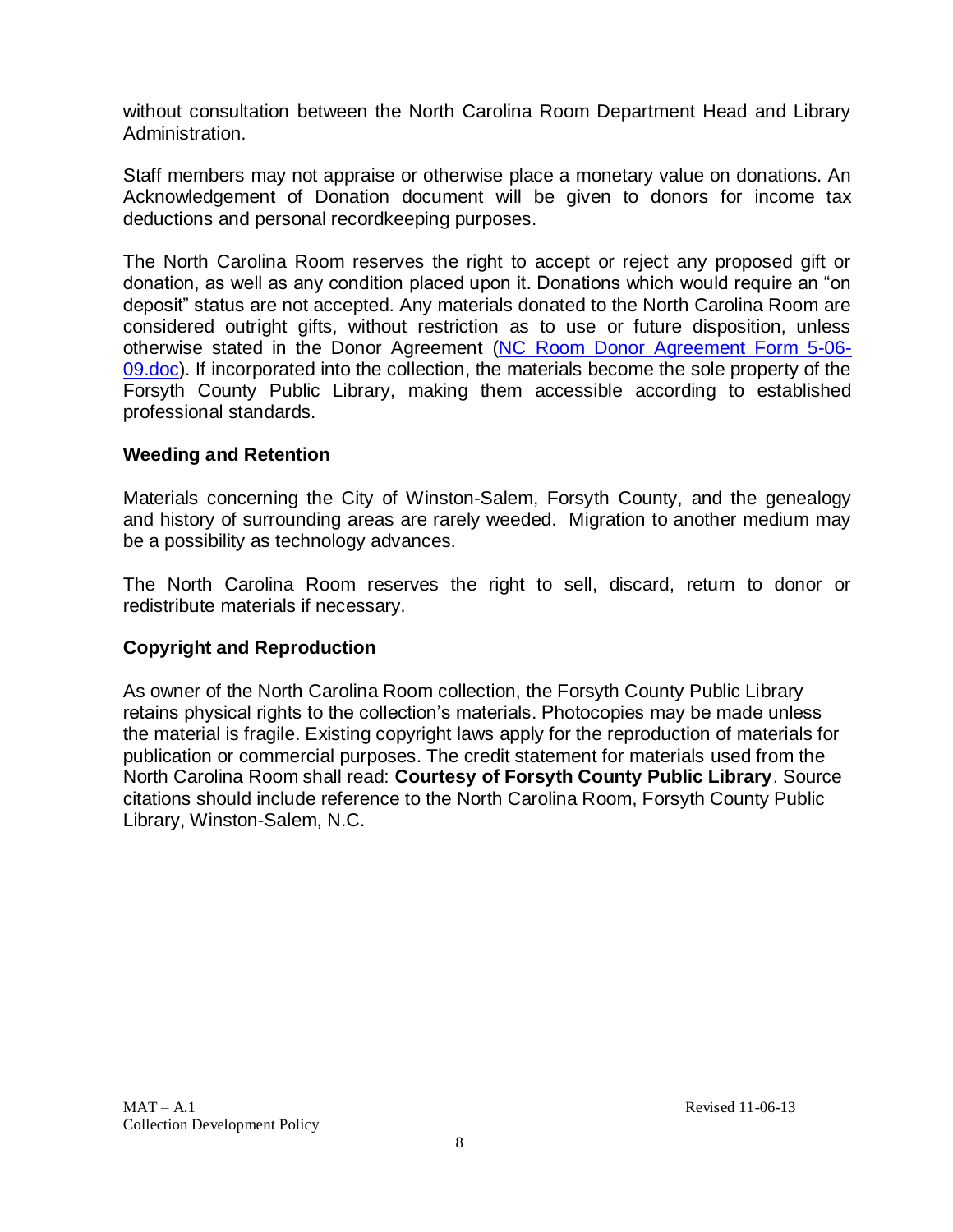without consultation between the North Carolina Room Department Head and Library Administration.

Staff members may not appraise or otherwise place a monetary value on donations. An Acknowledgement of Donation document will be given to donors for income tax deductions and personal recordkeeping purposes.

The North Carolina Room reserves the right to accept or reject any proposed gift or donation, as well as any condition placed upon it. Donations which would require an "on deposit" status are not accepted. Any materials donated to the North Carolina Room are considered outright gifts, without restriction as to use or future disposition, unless otherwise stated in the Donor Agreement (NC Room Donor Agreement Form 5-06-09.doc). If incorporated into the collection, the materials become the sole property of the Forsyth County Public Library, making them accessible according to established professional standards.

**Weeding and Retention**

Materials concerning the City of Winston-Salem, Forsyth County, and the genealogy and history of surrounding areas are rarely weeded. Migration to another medium may be a possibility as technology advances.

The North Carolina Room reserves the right to sell, discard, return to donor or redistribute materials if necessary.

**Copyright and Reproduction**

As owner of the North Carolina Room collection, the Forsyth County Public Library retains physical rights to the collection's materials. Photocopies may be made unless the material is fragile. Existing copyright laws apply for the reproduction of materials for publication or commercial purposes. The credit statement for materials used from the North Carolina Room shall read: **Courtesy of Forsyth County Public Library**. Source citations should include reference to the North Carolina Room, Forsyth County Public Library, Winston-Salem, N.C.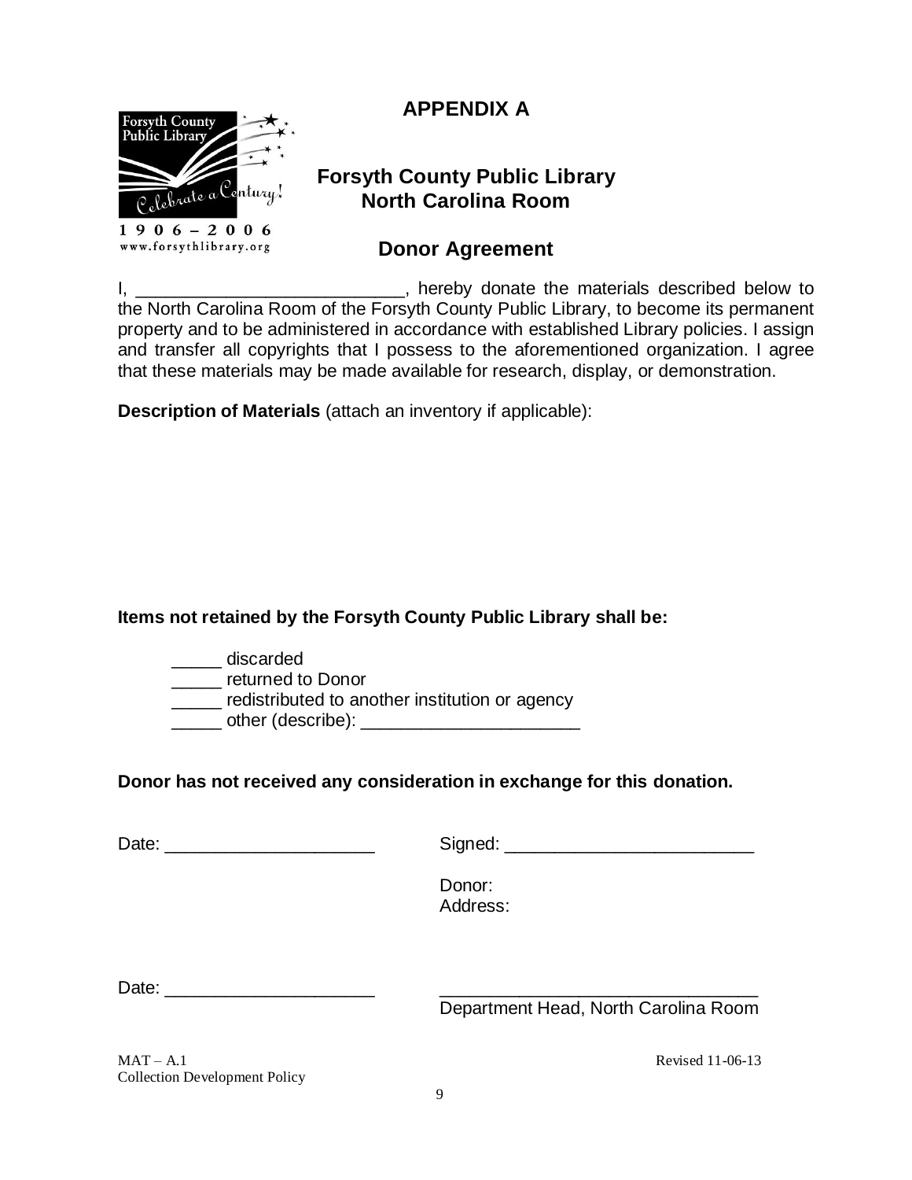# APPENDIX A

## Forsyth County Public Library
## North Carolina Room

## Donor Agreement

I, ___________________________, hereby donate the materials described below to the North Carolina Room of the Forsyth County Public Library, to become its permanent property and to be administered in accordance with established Library policies. I assign and transfer all copyrights that I possess to the aforementioned organization. I agree that these materials may be made available for research, display, or demonstration.

**Description of Materials** (attach an inventory if applicable):

**Items not retained by the Forsyth County Public Library shall be:**

_____ discarded
_____ returned to Donor
_____ redistributed to another institution or agency
_____ other (describe): ______________________

**Donor has not received any consideration in exchange for this donation.**

Date: _____________________ Signed: _________________________

Donor:
Address:

Date: _____________________ _________________________________
Department Head, North Carolina Room

MAT – A.1
Collection Development Policy

Revised 11-06-13